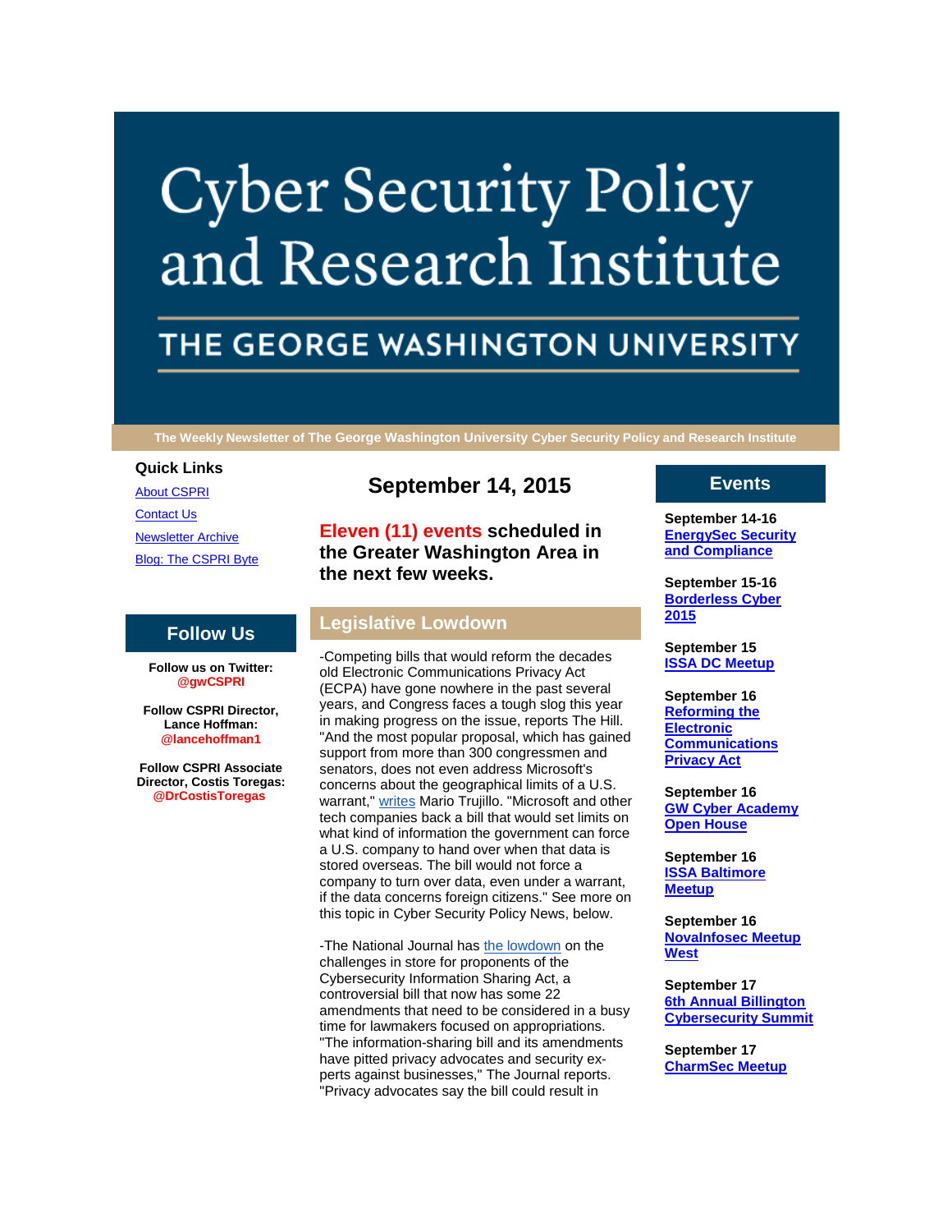# Cyber Security Policy and Research Institute

## THE GEORGE WASHINGTON UNIVERSITY

**The Weekly Newsletter of The George Washington University Cyber Security Policy and Research Institute**

### Quick Links

[About CSPRI](#)

[Contact Us](#)

[Newsletter Archive](#)

[Blog: The CSPRI Byte](#)

### Follow Us

**Follow us on Twitter: @gwCSPRI**

**Follow CSPRI Director, Lance Hoffman: @lancehoffman1**

**Follow CSPRI Associate Director, Costis Toregas: @DrCostisToregas**

## September 14, 2015

**Eleven (11) events scheduled in the Greater Washington Area in the next few weeks.**

## Legislative Lowdown

-Competing bills that would reform the decades old Electronic Communications Privacy Act (ECPA) have gone nowhere in the past several years, and Congress faces a tough slog this year in making progress on the issue, reports The Hill. "And the most popular proposal, which has gained support from more than 300 congressmen and senators, does not even address Microsoft's concerns about the geographical limits of a U.S. warrant," [writes](#) Mario Trujillo. "Microsoft and other tech companies back a bill that would set limits on what kind of information the government can force a U.S. company to hand over when that data is stored overseas. The bill would not force a company to turn over data, even under a warrant, if the data concerns foreign citizens." See more on this topic in Cyber Security Policy News, below.

-The National Journal has [the lowdown](#) on the challenges in store for proponents of the Cybersecurity Information Sharing Act, a controversial bill that now has some 22 amendments that need to be considered in a busy time for lawmakers focused on appropriations. "The information-sharing bill and its amendments have pitted privacy advocates and security ex-perts against businesses," The Journal reports. "Privacy advocates say the bill could result in

## Events

**September 14-16**
[**EnergySec Security and Compliance**](#)

**September 15-16**
[**Borderless Cyber 2015**](#)

**September 15**
[**ISSA DC Meetup**](#)

**September 16**
[**Reforming the Electronic Communications Privacy Act**](#)

**September 16**
[**GW Cyber Academy Open House**](#)

**September 16**
[**ISSA Baltimore Meetup**](#)

**September 16**
[**NovaInfosec Meetup West**](#)

**September 17**
[**6th Annual Billington Cybersecurity Summit**](#)

**September 17**
[**CharmSec Meetup**](#)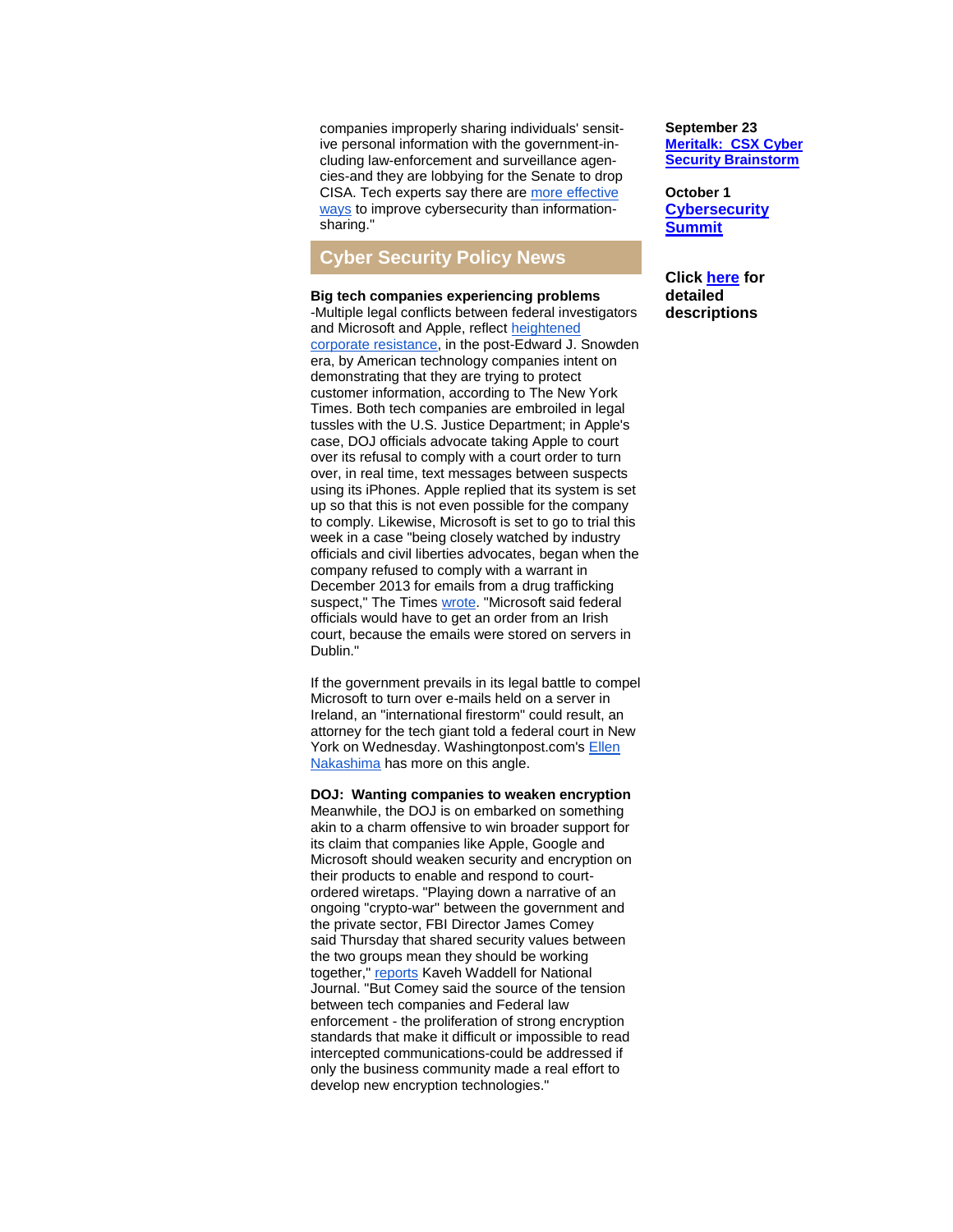companies improperly sharing individuals' sensitive personal information with the government-including law-enforcement and surveillance agencies-and they are lobbying for the Senate to drop CISA. Tech experts say there are more effective ways to improve cybersecurity than information-sharing."

## Cyber Security Policy News

**Big tech companies experiencing problems**
-Multiple legal conflicts between federal investigators and Microsoft and Apple, reflect heightened corporate resistance, in the post-Edward J. Snowden era, by American technology companies intent on demonstrating that they are trying to protect customer information, according to The New York Times. Both tech companies are embroiled in legal tussles with the U.S. Justice Department; in Apple's case, DOJ officials advocate taking Apple to court over its refusal to comply with a court order to turn over, in real time, text messages between suspects using its iPhones. Apple replied that its system is set up so that this is not even possible for the company to comply. Likewise, Microsoft is set to go to trial this week in a case "being closely watched by industry officials and civil liberties advocates, began when the company refused to comply with a warrant in December 2013 for emails from a drug trafficking suspect," The Times wrote. "Microsoft said federal officials would have to get an order from an Irish court, because the emails were stored on servers in Dublin."

If the government prevails in its legal battle to compel Microsoft to turn over e-mails held on a server in Ireland, an "international firestorm" could result, an attorney for the tech giant told a federal court in New York on Wednesday. Washingtonpost.com's Ellen Nakashima has more on this angle.

**DOJ: Wanting companies to weaken encryption**
Meanwhile, the DOJ is on embarked on something akin to a charm offensive to win broader support for its claim that companies like Apple, Google and Microsoft should weaken security and encryption on their products to enable and respond to court-ordered wiretaps. "Playing down a narrative of an ongoing "crypto-war" between the government and the private sector, FBI Director James Comey said Thursday that shared security values between the two groups mean they should be working together," reports Kaveh Waddell for National Journal. "But Comey said the source of the tension between tech companies and Federal law enforcement - the proliferation of strong encryption standards that make it difficult or impossible to read intercepted communications-could be addressed if only the business community made a real effort to develop new encryption technologies."

**September 23**
**Meritalk: CSX Cyber Security Brainstorm**

**October 1**
**Cybersecurity Summit**

**Click here for detailed descriptions**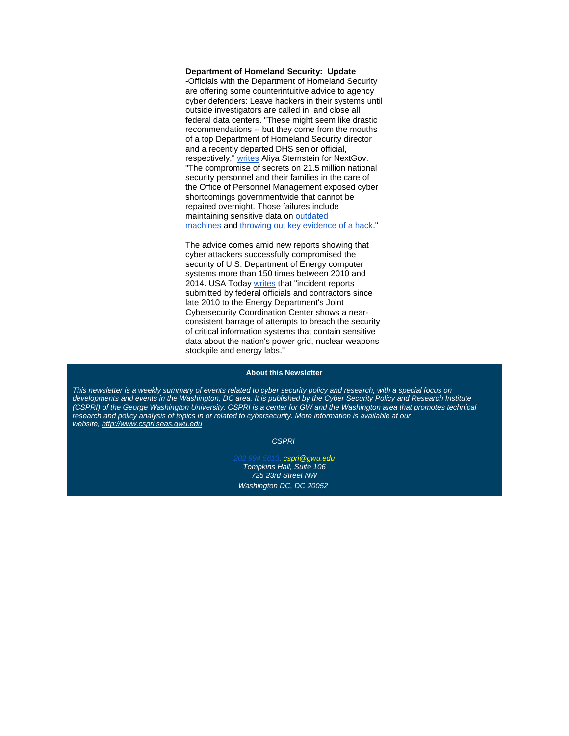**Department of Homeland Security: Update**
-Officials with the Department of Homeland Security are offering some counterintuitive advice to agency cyber defenders: Leave hackers in their systems until outside investigators are called in, and close all federal data centers. "These might seem like drastic recommendations -- but they come from the mouths of a top Department of Homeland Security director and a recently departed DHS senior official, respectively," writes Aliya Sternstein for NextGov. "The compromise of secrets on 21.5 million national security personnel and their families in the care of the Office of Personnel Management exposed cyber shortcomings governmentwide that cannot be repaired overnight. Those failures include maintaining sensitive data on outdated machines and throwing out key evidence of a hack."

The advice comes amid new reports showing that cyber attackers successfully compromised the security of U.S. Department of Energy computer systems more than 150 times between 2010 and 2014. USA Today writes that "incident reports submitted by federal officials and contractors since late 2010 to the Energy Department's Joint Cybersecurity Coordination Center shows a near-consistent barrage of attempts to breach the security of critical information systems that contain sensitive data about the nation's power grid, nuclear weapons stockpile and energy labs."

**About this Newsletter**

*This newsletter is a weekly summary of events related to cyber security policy and research, with a special focus on developments and events in the Washington, DC area. It is published by the Cyber Security Policy and Research Institute (CSPRI) of the George Washington University. CSPRI is a center for GW and the Washington area that promotes technical research and policy analysis of topics in or related to cybersecurity. More information is available at our website, http://www.cspri.seas.gwu.edu*

*CSPRI*

*202 994 5613, cspri@gwu.edu*
*Tompkins Hall, Suite 106*
*725 23rd Street NW*
*Washington DC, DC 20052*